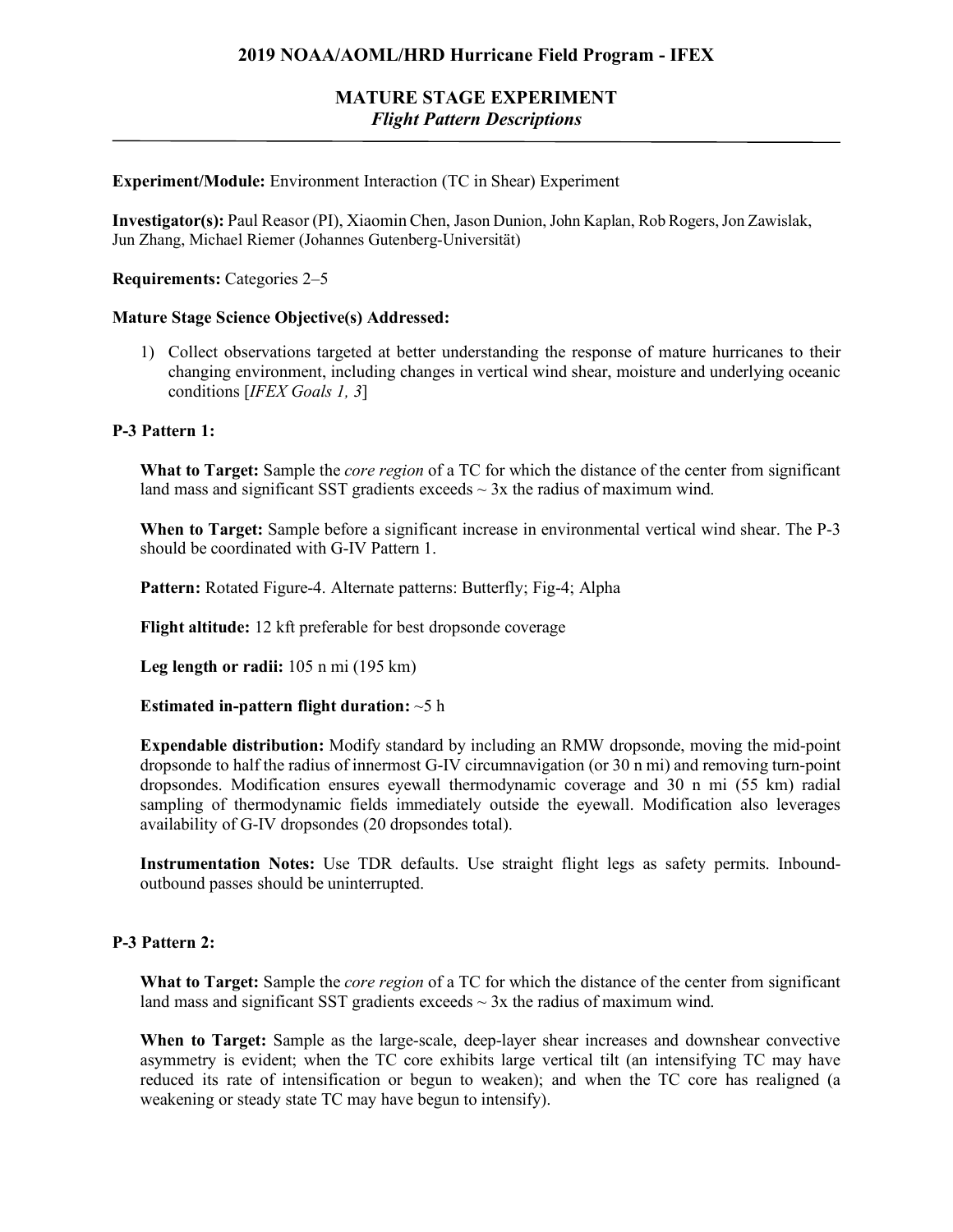# 2019 NOAA/AOML/HRD Hurricane Field Program - IFEX

## MATURE STAGE EXPERIMENT

### *Flight Pattern Descriptions*

---

**Experiment/Module:** Environment Interaction (TC in Shear) Experiment

**Investigator(s):** Paul Reasor (PI), Xiaomin Chen, Jason Dunion, John Kaplan, Rob Rogers, Jon Zawislak, Jun Zhang, Michael Riemer (Johannes Gutenberg-Universität)

**Requirements:** Categories 2–5

**Mature Stage Science Objective(s) Addressed:**

1) Collect observations targeted at better understanding the response of mature hurricanes to their changing environment, including changes in vertical wind shear, moisture and underlying oceanic conditions [*IFEX Goals 1, 3*]

**P-3 Pattern 1:**

**What to Target:** Sample the *core region* of a TC for which the distance of the center from significant land mass and significant SST gradients exceeds ~ 3x the radius of maximum wind.

**When to Target:** Sample before a significant increase in environmental vertical wind shear. The P-3 should be coordinated with G-IV Pattern 1.

**Pattern:** Rotated Figure-4. Alternate patterns: Butterfly; Fig-4; Alpha

**Flight altitude:** 12 kft preferable for best dropsonde coverage

**Leg length or radii:** 105 n mi (195 km)

**Estimated in-pattern flight duration:** ~5 h

**Expendable distribution:** Modify standard by including an RMW dropsonde, moving the mid-point dropsonde to half the radius of innermost G-IV circumnavigation (or 30 n mi) and removing turn-point dropsondes. Modification ensures eyewall thermodynamic coverage and 30 n mi (55 km) radial sampling of thermodynamic fields immediately outside the eyewall. Modification also leverages availability of G-IV dropsondes (20 dropsondes total).

**Instrumentation Notes:** Use TDR defaults. Use straight flight legs as safety permits. Inbound-outbound passes should be uninterrupted.

**P-3 Pattern 2:**

**What to Target:** Sample the *core region* of a TC for which the distance of the center from significant land mass and significant SST gradients exceeds ~ 3x the radius of maximum wind.

**When to Target:** Sample as the large-scale, deep-layer shear increases and downshear convective asymmetry is evident; when the TC core exhibits large vertical tilt (an intensifying TC may have reduced its rate of intensification or begun to weaken); and when the TC core has realigned (a weakening or steady state TC may have begun to intensify).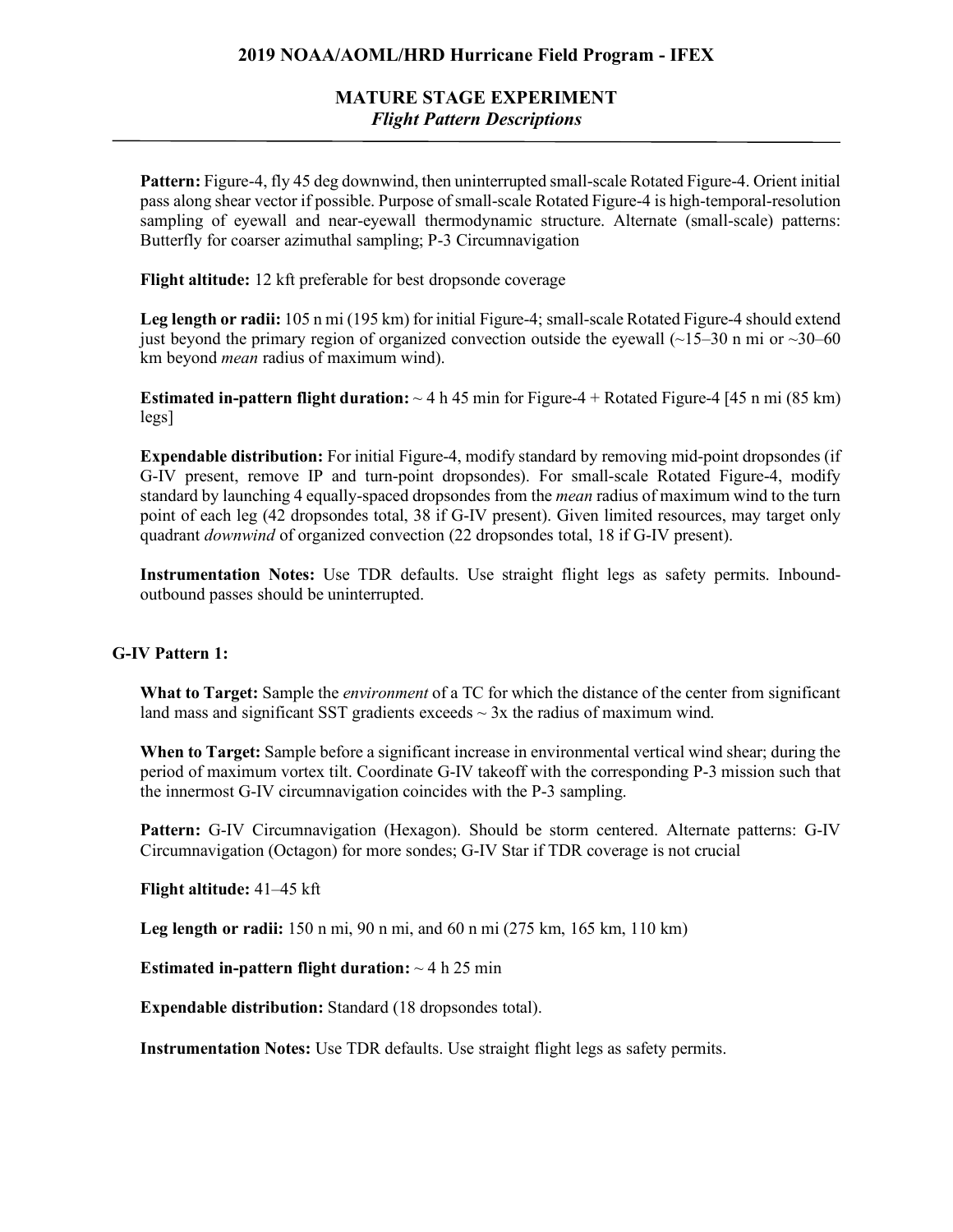**Pattern:** Figure-4, fly 45 deg downwind, then uninterrupted small-scale Rotated Figure-4. Orient initial pass along shear vector if possible. Purpose of small-scale Rotated Figure-4 is high-temporal-resolution sampling of eyewall and near-eyewall thermodynamic structure. Alternate (small-scale) patterns: Butterfly for coarser azimuthal sampling; P-3 Circumnavigation

**Flight altitude:** 12 kft preferable for best dropsonde coverage

**Leg length or radii:** 105 n mi (195 km) for initial Figure-4; small-scale Rotated Figure-4 should extend just beyond the primary region of organized convection outside the eyewall (~15–30 n mi or ~30–60 km beyond *mean* radius of maximum wind).

**Estimated in-pattern flight duration:** ~ 4 h 45 min for Figure-4 + Rotated Figure-4 [45 n mi (85 km) legs]

**Expendable distribution:** For initial Figure-4, modify standard by removing mid-point dropsondes (if G-IV present, remove IP and turn-point dropsondes). For small-scale Rotated Figure-4, modify standard by launching 4 equally-spaced dropsondes from the *mean* radius of maximum wind to the turn point of each leg (42 dropsondes total, 38 if G-IV present). Given limited resources, may target only quadrant *downwind* of organized convection (22 dropsondes total, 18 if G-IV present).

**Instrumentation Notes:** Use TDR defaults. Use straight flight legs as safety permits. Inbound-outbound passes should be uninterrupted.

### G-IV Pattern 1:

**What to Target:** Sample the *environment* of a TC for which the distance of the center from significant land mass and significant SST gradients exceeds ~ 3x the radius of maximum wind.

**When to Target:** Sample before a significant increase in environmental vertical wind shear; during the period of maximum vortex tilt. Coordinate G-IV takeoff with the corresponding P-3 mission such that the innermost G-IV circumnavigation coincides with the P-3 sampling.

**Pattern:** G-IV Circumnavigation (Hexagon). Should be storm centered. Alternate patterns: G-IV Circumnavigation (Octagon) for more sondes; G-IV Star if TDR coverage is not crucial

**Flight altitude:** 41–45 kft

**Leg length or radii:** 150 n mi, 90 n mi, and 60 n mi (275 km, 165 km, 110 km)

**Estimated in-pattern flight duration:** ~ 4 h 25 min

**Expendable distribution:** Standard (18 dropsondes total).

**Instrumentation Notes:** Use TDR defaults. Use straight flight legs as safety permits.